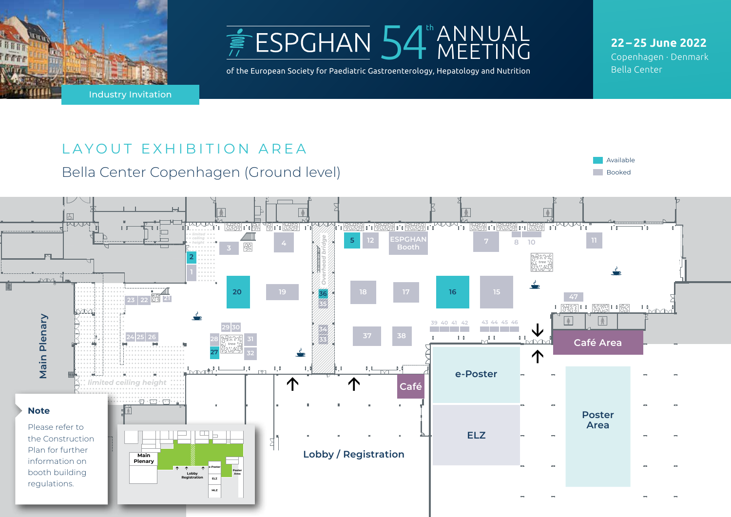Industry Invitation

# ESPGHAN 54th ANNUAL MEETING

of the European Society for Paediatric Gastroenterology, Hepatology and Nutrition

**22–25 June 2022**
Copenhagen · Denmark
Bella Center

## LAYOUT EXHIBITION AREA

Bella Center Copenhagen (Ground level)

- Available
- Booked

Main Plenary

limited ceiling height

Overhead bridge

ESPGHAN Booth

Café Area

Café

e-Poster

ELZ

Poster Area

Lobby / Registration

**Note**

Please refer to the Construction Plan for further information on booth building regulations.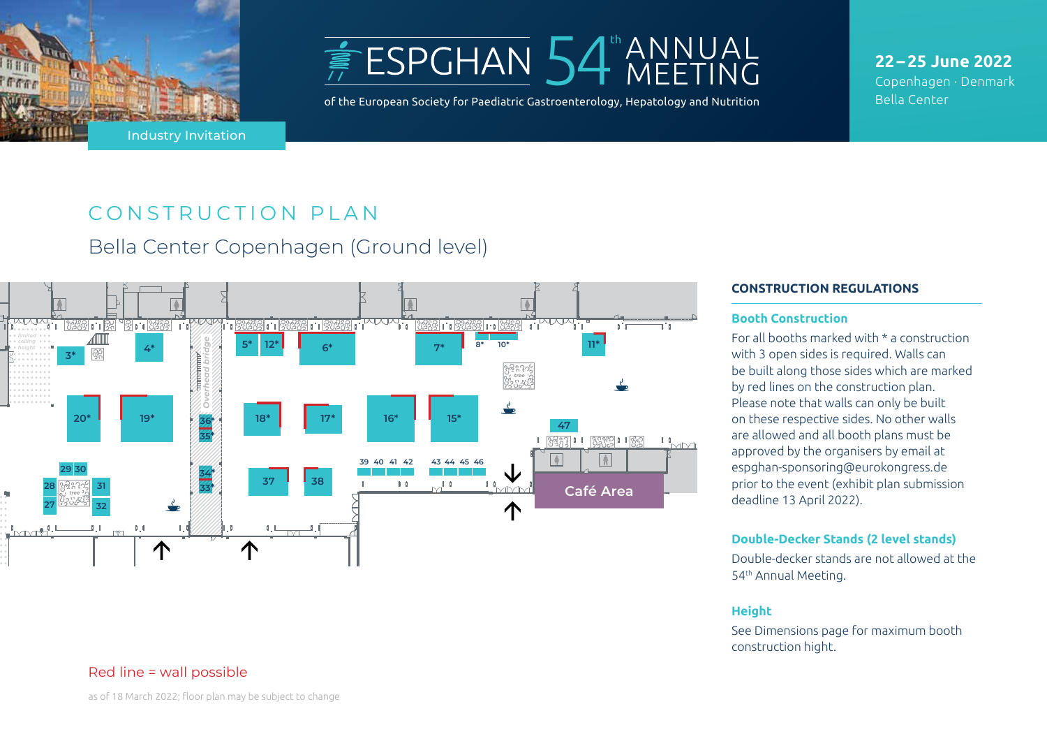Industry Invitation

ESPGHAN 54th ANNUAL MEETING

of the European Society for Paediatric Gastroenterology, Hepatology and Nutrition

**22 – 25 June 2022**
Copenhagen · Denmark
Bella Center

# CONSTRUCTION PLAN

## Bella Center Copenhagen (Ground level)

Red line = wall possible

as of 18 March 2022; floor plan may be subject to change

### CONSTRUCTION REGULATIONS

#### Booth Construction

For all booths marked with * a construction with 3 open sides is required. Walls can be built along those sides which are marked by red lines on the construction plan. Please note that walls can only be built on these respective sides. No other walls are allowed and all booth plans must be approved by the organisers by email at espghan-sponsoring@eurokongress.de prior to the event (exhibit plan submission deadline 13 April 2022).

#### Double-Decker Stands (2 level stands)

Double-decker stands are not allowed at the 54th Annual Meeting.

#### Height

See Dimensions page for maximum booth construction hight.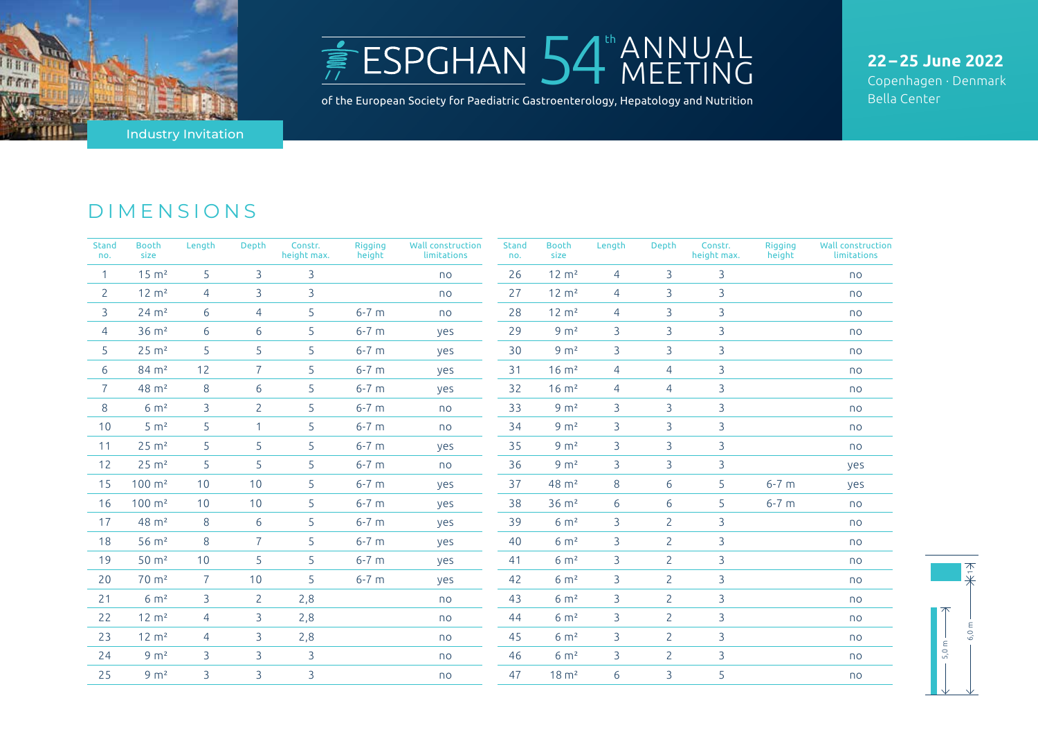# ESPGHAN 54th ANNUAL MEETING

of the European Society for Paediatric Gastroenterology, Hepatology and Nutrition

**22 – 25 June 2022**
Copenhagen · Denmark
Bella Center

Industry Invitation

## DIMENSIONS

| Stand no. | Booth size | Length | Depth | Constr. height max. | Rigging height | Wall construction limitations |
|---|---|---|---|---|---|---|
| 1 | 15 m² | 5 | 3 | 3 | | no |
| 2 | 12 m² | 4 | 3 | 3 | | no |
| 3 | 24 m² | 6 | 4 | 5 | 6-7 m | no |
| 4 | 36 m² | 6 | 6 | 5 | 6-7 m | yes |
| 5 | 25 m² | 5 | 5 | 5 | 6-7 m | yes |
| 6 | 84 m² | 12 | 7 | 5 | 6-7 m | yes |
| 7 | 48 m² | 8 | 6 | 5 | 6-7 m | yes |
| 8 | 6 m² | 3 | 2 | 5 | 6-7 m | no |
| 10 | 5 m² | 5 | 1 | 5 | 6-7 m | no |
| 11 | 25 m² | 5 | 5 | 5 | 6-7 m | yes |
| 12 | 25 m² | 5 | 5 | 5 | 6-7 m | no |
| 15 | 100 m² | 10 | 10 | 5 | 6-7 m | yes |
| 16 | 100 m² | 10 | 10 | 5 | 6-7 m | yes |
| 17 | 48 m² | 8 | 6 | 5 | 6-7 m | yes |
| 18 | 56 m² | 8 | 7 | 5 | 6-7 m | yes |
| 19 | 50 m² | 10 | 5 | 5 | 6-7 m | yes |
| 20 | 70 m² | 7 | 10 | 5 | 6-7 m | yes |
| 21 | 6 m² | 3 | 2 | 2,8 | | no |
| 22 | 12 m² | 4 | 3 | 2,8 | | no |
| 23 | 12 m² | 4 | 3 | 2,8 | | no |
| 24 | 9 m² | 3 | 3 | 3 | | no |
| 25 | 9 m² | 3 | 3 | 3 | | no |

| Stand no. | Booth size | Length | Depth | Constr. height max. | Rigging height | Wall construction limitations |
|---|---|---|---|---|---|---|
| 26 | 12 m² | 4 | 3 | 3 | | no |
| 27 | 12 m² | 4 | 3 | 3 | | no |
| 28 | 12 m² | 4 | 3 | 3 | | no |
| 29 | 9 m² | 3 | 3 | 3 | | no |
| 30 | 9 m² | 3 | 3 | 3 | | no |
| 31 | 16 m² | 4 | 4 | 3 | | no |
| 32 | 16 m² | 4 | 4 | 3 | | no |
| 33 | 9 m² | 3 | 3 | 3 | | no |
| 34 | 9 m² | 3 | 3 | 3 | | no |
| 35 | 9 m² | 3 | 3 | 3 | | no |
| 36 | 9 m² | 3 | 3 | 3 | | yes |
| 37 | 48 m² | 8 | 6 | 5 | 6-7 m | yes |
| 38 | 36 m² | 6 | 6 | 5 | 6-7 m | no |
| 39 | 6 m² | 3 | 2 | 3 | | no |
| 40 | 6 m² | 3 | 2 | 3 | | no |
| 41 | 6 m² | 3 | 2 | 3 | | no |
| 42 | 6 m² | 3 | 2 | 3 | | no |
| 43 | 6 m² | 3 | 2 | 3 | | no |
| 44 | 6 m² | 3 | 2 | 3 | | no |
| 45 | 6 m² | 3 | 2 | 3 | | no |
| 46 | 6 m² | 3 | 2 | 3 | | no |
| 47 | 18 m² | 6 | 3 | 5 | | no |

5,0 m
6,0 m